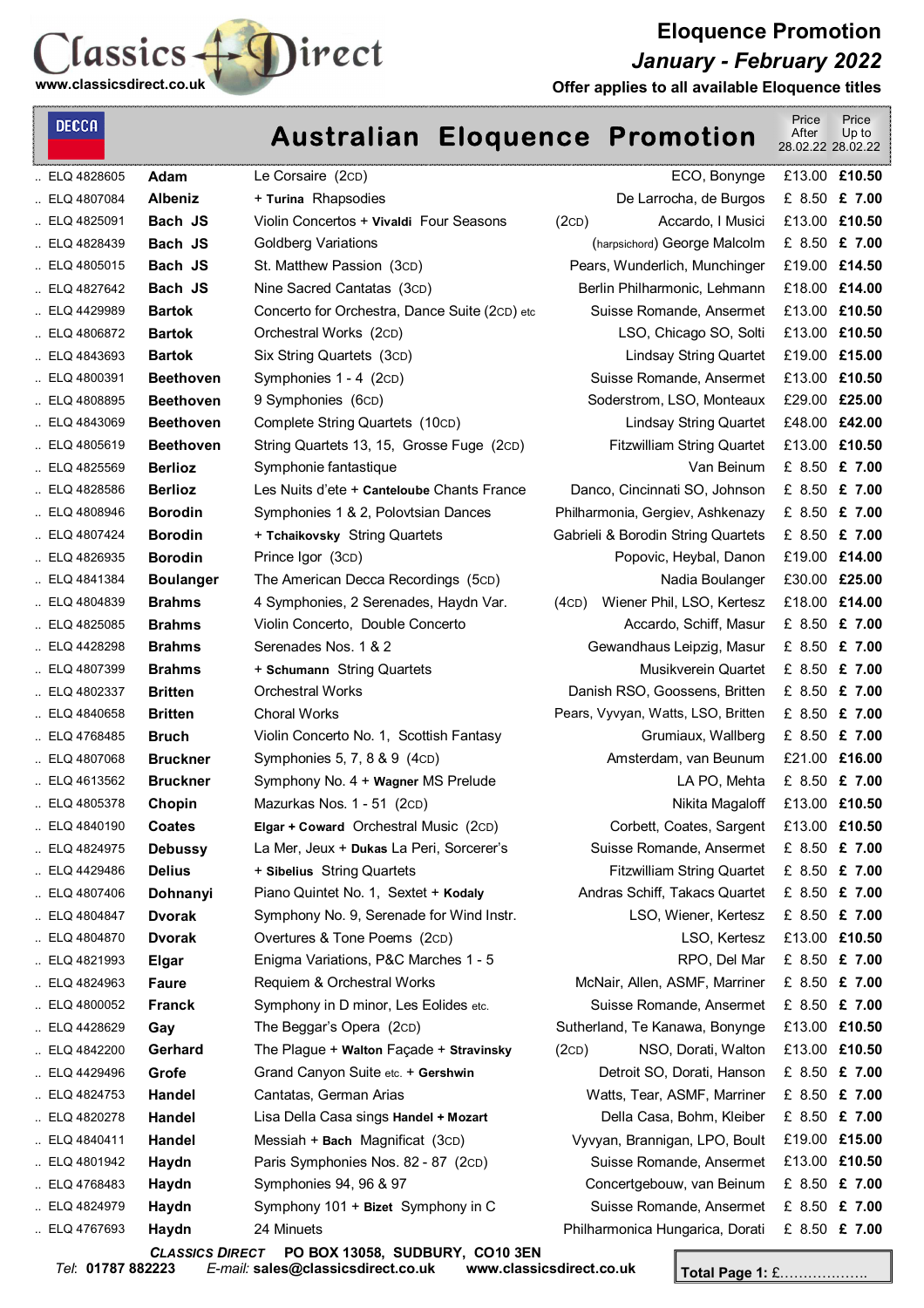# Classics Direct

www.classicsdirect.co.uk

## Eloquence Promotion

***January - February 2022***

**Offer applies to all available Eloquence titles**

## DECCA Australian Eloquence Promotion

| Cat. No. | Composer | Title | Performers | Price After 28.02.22 | Price Up to 28.02.22 |
|---|---|---|---|---|---|
| .. ELQ 4828605 | **Adam** | Le Corsaire (2CD) | ECO, Bonynge | £13.00 | **£10.50** |
| .. ELQ 4807084 | **Albeniz** | + **Turina** Rhapsodies | De Larrocha, de Burgos | £ 8.50 | **£ 7.00** |
| .. ELQ 4825091 | **Bach JS** | Violin Concertos + **Vivaldi** Four Seasons (2CD) | Accardo, I Musici | £13.00 | **£10.50** |
| .. ELQ 4828439 | **Bach JS** | Goldberg Variations | (harpsichord) George Malcolm | £ 8.50 | **£ 7.00** |
| .. ELQ 4805015 | **Bach JS** | St. Matthew Passion (3CD) | Pears, Wunderlich, Munchinger | £19.00 | **£14.50** |
| .. ELQ 4827642 | **Bach JS** | Nine Sacred Cantatas (3CD) | Berlin Philharmonic, Lehmann | £18.00 | **£14.00** |
| .. ELQ 4429989 | **Bartok** | Concerto for Orchestra, Dance Suite (2CD) etc | Suisse Romande, Ansermet | £13.00 | **£10.50** |
| .. ELQ 4806872 | **Bartok** | Orchestral Works (2CD) | LSO, Chicago SO, Solti | £13.00 | **£10.50** |
| .. ELQ 4843693 | **Bartok** | Six String Quartets (3CD) | Lindsay String Quartet | £19.00 | **£15.00** |
| .. ELQ 4800391 | **Beethoven** | Symphonies 1 - 4 (2CD) | Suisse Romande, Ansermet | £13.00 | **£10.50** |
| .. ELQ 4808895 | **Beethoven** | 9 Symphonies (6CD) | Soderstrom, LSO, Monteaux | £29.00 | **£25.00** |
| .. ELQ 4843069 | **Beethoven** | Complete String Quartets (10CD) | Lindsay String Quartet | £48.00 | **£42.00** |
| .. ELQ 4805619 | **Beethoven** | String Quartets 13, 15, Grosse Fuge (2CD) | Fitzwilliam String Quartet | £13.00 | **£10.50** |
| .. ELQ 4825569 | **Berlioz** | Symphonie fantastique | Van Beinum | £ 8.50 | **£ 7.00** |
| .. ELQ 4828586 | **Berlioz** | Les Nuits d'ete + **Canteloube** Chants France | Danco, Cincinnati SO, Johnson | £ 8.50 | **£ 7.00** |
| .. ELQ 4808946 | **Borodin** | Symphonies 1 & 2, Polovtsian Dances | Philharmonia, Gergiev, Ashkenazy | £ 8.50 | **£ 7.00** |
| .. ELQ 4807424 | **Borodin** | + **Tchaikovsky** String Quartets | Gabrieli & Borodin String Quartets | £ 8.50 | **£ 7.00** |
| .. ELQ 4826935 | **Borodin** | Prince Igor (3CD) | Popovic, Heybal, Danon | £19.00 | **£14.00** |
| .. ELQ 4841384 | **Boulanger** | The American Decca Recordings (5CD) | Nadia Boulanger | £30.00 | **£25.00** |
| .. ELQ 4804839 | **Brahms** | 4 Symphonies, 2 Serenades, Haydn Var. (4CD) | Wiener Phil, LSO, Kertesz | £18.00 | **£14.00** |
| .. ELQ 4825085 | **Brahms** | Violin Concerto, Double Concerto | Accardo, Schiff, Masur | £ 8.50 | **£ 7.00** |
| .. ELQ 4428298 | **Brahms** | Serenades Nos. 1 & 2 | Gewandhaus Leipzig, Masur | £ 8.50 | **£ 7.00** |
| .. ELQ 4807399 | **Brahms** | + **Schumann** String Quartets | Musikverein Quartet | £ 8.50 | **£ 7.00** |
| .. ELQ 4802337 | **Britten** | Orchestral Works | Danish RSO, Goossens, Britten | £ 8.50 | **£ 7.00** |
| .. ELQ 4840658 | **Britten** | Choral Works | Pears, Vyvyan, Watts, LSO, Britten | £ 8.50 | **£ 7.00** |
| .. ELQ 4768485 | **Bruch** | Violin Concerto No. 1, Scottish Fantasy | Grumiaux, Wallberg | £ 8.50 | **£ 7.00** |
| .. ELQ 4807068 | **Bruckner** | Symphonies 5, 7, 8 & 9 (4CD) | Amsterdam, van Beunum | £21.00 | **£16.00** |
| .. ELQ 4613562 | **Bruckner** | Symphony No. 4 + **Wagner** MS Prelude | LA PO, Mehta | £ 8.50 | **£ 7.00** |
| .. ELQ 4805378 | **Chopin** | Mazurkas Nos. 1 - 51 (2CD) | Nikita Magaloff | £13.00 | **£10.50** |
| .. ELQ 4840190 | **Coates** | **Elgar + Coward** Orchestral Music (2CD) | Corbett, Coates, Sargent | £13.00 | **£10.50** |
| .. ELQ 4824975 | **Debussy** | La Mer, Jeux + **Dukas** La Peri, Sorcerer's | Suisse Romande, Ansermet | £ 8.50 | **£ 7.00** |
| .. ELQ 4429486 | **Delius** | + **Sibelius** String Quartets | Fitzwilliam String Quartet | £ 8.50 | **£ 7.00** |
| .. ELQ 4807406 | **Dohnanyi** | Piano Quintet No. 1, Sextet + **Kodaly** | Andras Schiff, Takacs Quartet | £ 8.50 | **£ 7.00** |
| .. ELQ 4804847 | **Dvorak** | Symphony No. 9, Serenade for Wind Instr. | LSO, Wiener, Kertesz | £ 8.50 | **£ 7.00** |
| .. ELQ 4804870 | **Dvorak** | Overtures & Tone Poems (2CD) | LSO, Kertesz | £13.00 | **£10.50** |
| .. ELQ 4821993 | **Elgar** | Enigma Variations, P&C Marches 1 - 5 | RPO, Del Mar | £ 8.50 | **£ 7.00** |
| .. ELQ 4824963 | **Faure** | Requiem & Orchestral Works | McNair, Allen, ASMF, Marriner | £ 8.50 | **£ 7.00** |
| .. ELQ 4800052 | **Franck** | Symphony in D minor, Les Eolides etc. | Suisse Romande, Ansermet | £ 8.50 | **£ 7.00** |
| .. ELQ 4428629 | **Gay** | The Beggar's Opera (2CD) | Sutherland, Te Kanawa, Bonynge | £13.00 | **£10.50** |
| .. ELQ 4842200 | **Gerhard** | The Plague + **Walton** Façade + **Stravinsky** (2CD) | NSO, Dorati, Walton | £13.00 | **£10.50** |
| .. ELQ 4429496 | **Grofe** | Grand Canyon Suite etc. + **Gershwin** | Detroit SO, Dorati, Hanson | £ 8.50 | **£ 7.00** |
| .. ELQ 4824753 | **Handel** | Cantatas, German Arias | Watts, Tear, ASMF, Marriner | £ 8.50 | **£ 7.00** |
| .. ELQ 4820278 | **Handel** | Lisa Della Casa sings **Handel + Mozart** | Della Casa, Bohm, Kleiber | £ 8.50 | **£ 7.00** |
| .. ELQ 4840411 | **Handel** | Messiah + **Bach** Magnificat (3CD) | Vyvyan, Brannigan, LPO, Boult | £19.00 | **£15.00** |
| .. ELQ 4801942 | **Haydn** | Paris Symphonies Nos. 82 - 87 (2CD) | Suisse Romande, Ansermet | £13.00 | **£10.50** |
| .. ELQ 4768483 | **Haydn** | Symphonies 94, 96 & 97 | Concertgebouw, van Beinum | £ 8.50 | **£ 7.00** |
| .. ELQ 4824979 | **Haydn** | Symphony 101 + **Bizet** Symphony in C | Suisse Romande, Ansermet | £ 8.50 | **£ 7.00** |
| .. ELQ 4767693 | **Haydn** | 24 Minuets | Philharmonica Hungarica, Dorati | £ 8.50 | **£ 7.00** |

***CLASSICS DIRECT*** **PO BOX 13058, SUDBURY, CO10 3EN**

*Tel*: **01787 882223** *E-mail*: **sales@classicsdirect.co.uk** **www.classicsdirect.co.uk**

**Total Page 1: £……………….**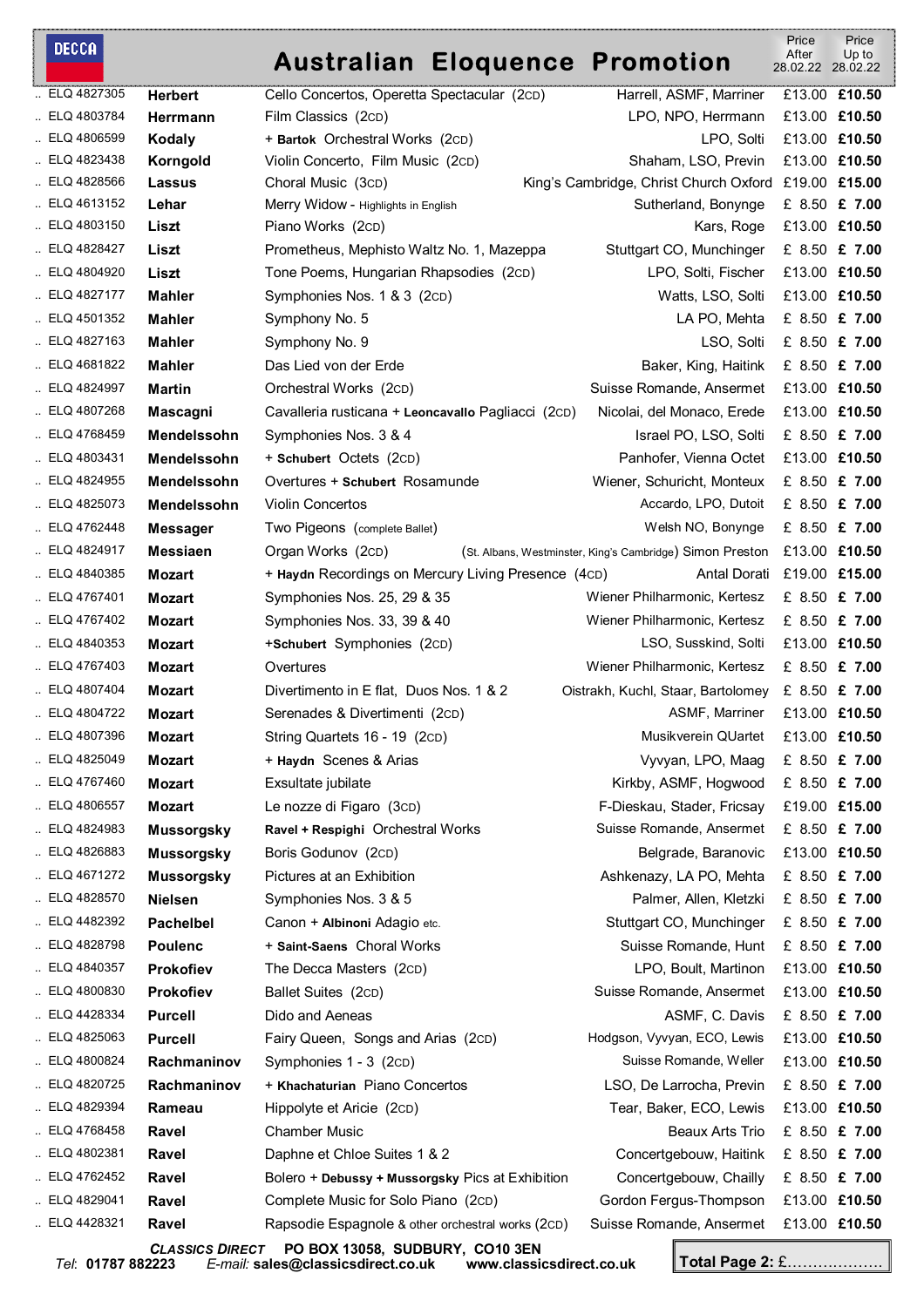# Australian Eloquence Promotion

| | Catalogue No. | Composer | Title | Performers | Price After 28.02.22 | Price Up to 28.02.22 |
|---|---|---|---|---|---|---|
| .. | ELQ 4827305 | **Herbert** | Cello Concertos, Operetta Spectacular (2CD) | Harrell, ASMF, Marriner | £13.00 | **£10.50** |
| .. | ELQ 4803784 | **Herrmann** | Film Classics (2CD) | LPO, NPO, Herrmann | £13.00 | **£10.50** |
| .. | ELQ 4806599 | **Kodaly** | + **Bartok** Orchestral Works (2CD) | LPO, Solti | £13.00 | **£10.50** |
| .. | ELQ 4823438 | **Korngold** | Violin Concerto, Film Music (2CD) | Shaham, LSO, Previn | £13.00 | **£10.50** |
| .. | ELQ 4828566 | **Lassus** | Choral Music (3CD) | King's Cambridge, Christ Church Oxford | £19.00 | **£15.00** |
| .. | ELQ 4613152 | **Lehar** | Merry Widow - Highlights in English | Sutherland, Bonynge | £ 8.50 | **£ 7.00** |
| .. | ELQ 4803150 | **Liszt** | Piano Works (2CD) | Kars, Roge | £13.00 | **£10.50** |
| .. | ELQ 4828427 | **Liszt** | Prometheus, Mephisto Waltz No. 1, Mazeppa | Stuttgart CO, Munchinger | £ 8.50 | **£ 7.00** |
| .. | ELQ 4804920 | **Liszt** | Tone Poems, Hungarian Rhapsodies (2CD) | LPO, Solti, Fischer | £13.00 | **£10.50** |
| .. | ELQ 4827177 | **Mahler** | Symphonies Nos. 1 & 3 (2CD) | Watts, LSO, Solti | £13.00 | **£10.50** |
| .. | ELQ 4501352 | **Mahler** | Symphony No. 5 | LA PO, Mehta | £ 8.50 | **£ 7.00** |
| .. | ELQ 4827163 | **Mahler** | Symphony No. 9 | LSO, Solti | £ 8.50 | **£ 7.00** |
| .. | ELQ 4681822 | **Mahler** | Das Lied von der Erde | Baker, King, Haitink | £ 8.50 | **£ 7.00** |
| .. | ELQ 4824997 | **Martin** | Orchestral Works (2CD) | Suisse Romande, Ansermet | £13.00 | **£10.50** |
| .. | ELQ 4807268 | **Mascagni** | Cavalleria rusticana + **Leoncavallo** Pagliacci (2CD) | Nicolai, del Monaco, Erede | £13.00 | **£10.50** |
| .. | ELQ 4768459 | **Mendelssohn** | Symphonies Nos. 3 & 4 | Israel PO, LSO, Solti | £ 8.50 | **£ 7.00** |
| .. | ELQ 4803431 | **Mendelssohn** | + **Schubert** Octets (2CD) | Panhofer, Vienna Octet | £13.00 | **£10.50** |
| .. | ELQ 4824955 | **Mendelssohn** | Overtures + **Schubert** Rosamunde | Wiener, Schuricht, Monteux | £ 8.50 | **£ 7.00** |
| .. | ELQ 4825073 | **Mendelssohn** | Violin Concertos | Accardo, LPO, Dutoit | £ 8.50 | **£ 7.00** |
| .. | ELQ 4762448 | **Messager** | Two Pigeons (complete Ballet) | Welsh NO, Bonynge | £ 8.50 | **£ 7.00** |
| .. | ELQ 4824917 | **Messiaen** | Organ Works (2CD) | (St. Albans, Westminster, King's Cambridge) Simon Preston | £13.00 | **£10.50** |
| .. | ELQ 4840385 | **Mozart** | + **Haydn** Recordings on Mercury Living Presence (4CD) | Antal Dorati | £19.00 | **£15.00** |
| .. | ELQ 4767401 | **Mozart** | Symphonies Nos. 25, 29 & 35 | Wiener Philharmonic, Kertesz | £ 8.50 | **£ 7.00** |
| .. | ELQ 4767402 | **Mozart** | Symphonies Nos. 33, 39 & 40 | Wiener Philharmonic, Kertesz | £ 8.50 | **£ 7.00** |
| .. | ELQ 4840353 | **Mozart** | +**Schubert** Symphonies (2CD) | LSO, Susskind, Solti | £13.00 | **£10.50** |
| .. | ELQ 4767403 | **Mozart** | Overtures | Wiener Philharmonic, Kertesz | £ 8.50 | **£ 7.00** |
| .. | ELQ 4807404 | **Mozart** | Divertimento in E flat, Duos Nos. 1 & 2 | Oistrakh, Kuchl, Staar, Bartolomey | £ 8.50 | **£ 7.00** |
| .. | ELQ 4804722 | **Mozart** | Serenades & Divertimenti (2CD) | ASMF, Marriner | £13.00 | **£10.50** |
| .. | ELQ 4807396 | **Mozart** | String Quartets 16 - 19 (2CD) | Musikverein QUartet | £13.00 | **£10.50** |
| .. | ELQ 4825049 | **Mozart** | + **Haydn** Scenes & Arias | Vyvyan, LPO, Maag | £ 8.50 | **£ 7.00** |
| .. | ELQ 4767460 | **Mozart** | Exsultate jubilate | Kirkby, ASMF, Hogwood | £ 8.50 | **£ 7.00** |
| .. | ELQ 4806557 | **Mozart** | Le nozze di Figaro (3CD) | F-Dieskau, Stader, Fricsay | £19.00 | **£15.00** |
| .. | ELQ 4824983 | **Mussorgsky** | **Ravel + Respighi** Orchestral Works | Suisse Romande, Ansermet | £ 8.50 | **£ 7.00** |
| .. | ELQ 4826883 | **Mussorgsky** | Boris Godunov (2CD) | Belgrade, Baranovic | £13.00 | **£10.50** |
| .. | ELQ 4671272 | **Mussorgsky** | Pictures at an Exhibition | Ashkenazy, LA PO, Mehta | £ 8.50 | **£ 7.00** |
| .. | ELQ 4828570 | **Nielsen** | Symphonies Nos. 3 & 5 | Palmer, Allen, Kletzki | £ 8.50 | **£ 7.00** |
| .. | ELQ 4482392 | **Pachelbel** | Canon + **Albinoni** Adagio etc. | Stuttgart CO, Munchinger | £ 8.50 | **£ 7.00** |
| .. | ELQ 4828798 | **Poulenc** | + **Saint-Saens** Choral Works | Suisse Romande, Hunt | £ 8.50 | **£ 7.00** |
| .. | ELQ 4840357 | **Prokofiev** | The Decca Masters (2CD) | LPO, Boult, Martinon | £13.00 | **£10.50** |
| .. | ELQ 4800830 | **Prokofiev** | Ballet Suites (2CD) | Suisse Romande, Ansermet | £13.00 | **£10.50** |
| .. | ELQ 4428334 | **Purcell** | Dido and Aeneas | ASMF, C. Davis | £ 8.50 | **£ 7.00** |
| .. | ELQ 4825063 | **Purcell** | Fairy Queen, Songs and Arias (2CD) | Hodgson, Vyvyan, ECO, Lewis | £13.00 | **£10.50** |
| .. | ELQ 4800824 | **Rachmaninov** | Symphonies 1 - 3 (2CD) | Suisse Romande, Weller | £13.00 | **£10.50** |
| .. | ELQ 4820725 | **Rachmaninov** | + **Khachaturian** Piano Concertos | LSO, De Larrocha, Previn | £ 8.50 | **£ 7.00** |
| .. | ELQ 4829394 | **Rameau** | Hippolyte et Aricie (2CD) | Tear, Baker, ECO, Lewis | £13.00 | **£10.50** |
| .. | ELQ 4768458 | **Ravel** | Chamber Music | Beaux Arts Trio | £ 8.50 | **£ 7.00** |
| .. | ELQ 4802381 | **Ravel** | Daphne et Chloe Suites 1 & 2 | Concertgebouw, Haitink | £ 8.50 | **£ 7.00** |
| .. | ELQ 4762452 | **Ravel** | Bolero + **Debussy + Mussorgsky** Pics at Exhibition | Concertgebouw, Chailly | £ 8.50 | **£ 7.00** |
| .. | ELQ 4829041 | **Ravel** | Complete Music for Solo Piano (2CD) | Gordon Fergus-Thompson | £13.00 | **£10.50** |
| .. | ELQ 4428321 | **Ravel** | Rapsodie Espagnole & other orchestral works (2CD) | Suisse Romande, Ansermet | £13.00 | **£10.50** |

***CLASSICS DIRECT*** **PO BOX 13058, SUDBURY, CO10 3EN**
*Tel*: **01787 882223** *E-mail:* **sales@classicsdirect.co.uk** **www.classicsdirect.co.uk**

**Total Page 2: £**..................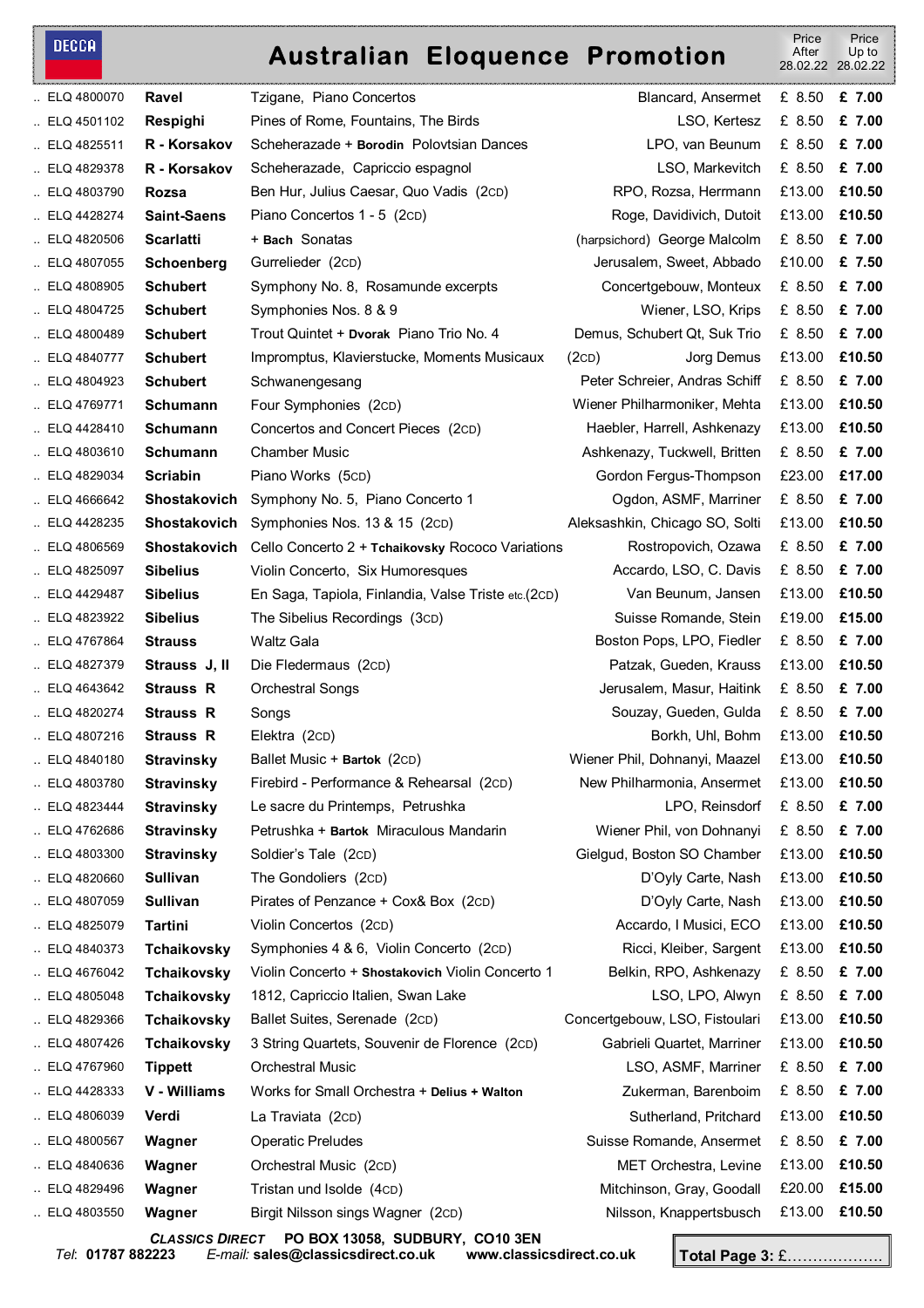# Australian Eloquence Promotion

DECCA

| | Cat. No. | Composer | Title | Performers | Price After 28.02.22 | Price Up to 28.02.22 |
|---|---|---|---|---|---|---|
| .. | ELQ 4800070 | **Ravel** | Tzigane, Piano Concertos | Blancard, Ansermet | £ 8.50 | **£ 7.00** |
| .. | ELQ 4501102 | **Respighi** | Pines of Rome, Fountains, The Birds | LSO, Kertesz | £ 8.50 | **£ 7.00** |
| .. | ELQ 4825511 | **R - Korsakov** | Scheherazade + **Borodin** Polovtsian Dances | LPO, van Beunum | £ 8.50 | **£ 7.00** |
| .. | ELQ 4829378 | **R - Korsakov** | Scheherazade, Capriccio espagnol | LSO, Markevitch | £ 8.50 | **£ 7.00** |
| .. | ELQ 4803790 | **Rozsa** | Ben Hur, Julius Caesar, Quo Vadis (2CD) | RPO, Rozsa, Herrmann | £13.00 | **£10.50** |
| .. | ELQ 4428274 | **Saint-Saens** | Piano Concertos 1 - 5 (2CD) | Roge, Davidivich, Dutoit | £13.00 | **£10.50** |
| .. | ELQ 4820506 | **Scarlatti** | + **Bach** Sonatas | (harpsichord) George Malcolm | £ 8.50 | **£ 7.00** |
| .. | ELQ 4807055 | **Schoenberg** | Gurrelieder (2CD) | Jerusalem, Sweet, Abbado | £10.00 | **£ 7.50** |
| .. | ELQ 4808905 | **Schubert** | Symphony No. 8, Rosamunde excerpts | Concertgebouw, Monteux | £ 8.50 | **£ 7.00** |
| .. | ELQ 4804725 | **Schubert** | Symphonies Nos. 8 & 9 | Wiener, LSO, Krips | £ 8.50 | **£ 7.00** |
| .. | ELQ 4800489 | **Schubert** | Trout Quintet + **Dvorak** Piano Trio No. 4 | Demus, Schubert Qt, Suk Trio | £ 8.50 | **£ 7.00** |
| .. | ELQ 4840777 | **Schubert** | Impromptus, Klavierstucke, Moments Musicaux (2CD) | Jorg Demus | £13.00 | **£10.50** |
| .. | ELQ 4804923 | **Schubert** | Schwanengesang | Peter Schreier, Andras Schiff | £ 8.50 | **£ 7.00** |
| .. | ELQ 4769771 | **Schumann** | Four Symphonies (2CD) | Wiener Philharmoniker, Mehta | £13.00 | **£10.50** |
| .. | ELQ 4428410 | **Schumann** | Concertos and Concert Pieces (2CD) | Haebler, Harrell, Ashkenazy | £13.00 | **£10.50** |
| .. | ELQ 4803610 | **Schumann** | Chamber Music | Ashkenazy, Tuckwell, Britten | £ 8.50 | **£ 7.00** |
| .. | ELQ 4829034 | **Scriabin** | Piano Works (5CD) | Gordon Fergus-Thompson | £23.00 | **£17.00** |
| .. | ELQ 4666642 | **Shostakovich** | Symphony No. 5, Piano Concerto 1 | Ogdon, ASMF, Marriner | £ 8.50 | **£ 7.00** |
| .. | ELQ 4428235 | **Shostakovich** | Symphonies Nos. 13 & 15 (2CD) | Aleksashkin, Chicago SO, Solti | £13.00 | **£10.50** |
| .. | ELQ 4806569 | **Shostakovich** | Cello Concerto 2 + **Tchaikovsky** Rococo Variations | Rostropovich, Ozawa | £ 8.50 | **£ 7.00** |
| .. | ELQ 4825097 | **Sibelius** | Violin Concerto, Six Humoresques | Accardo, LSO, C. Davis | £ 8.50 | **£ 7.00** |
| .. | ELQ 4429487 | **Sibelius** | En Saga, Tapiola, Finlandia, Valse Triste etc.(2CD) | Van Beunum, Jansen | £13.00 | **£10.50** |
| .. | ELQ 4823922 | **Sibelius** | The Sibelius Recordings (3CD) | Suisse Romande, Stein | £19.00 | **£15.00** |
| .. | ELQ 4767864 | **Strauss** | Waltz Gala | Boston Pops, LPO, Fiedler | £ 8.50 | **£ 7.00** |
| .. | ELQ 4827379 | **Strauss J, II** | Die Fledermaus (2CD) | Patzak, Gueden, Krauss | £13.00 | **£10.50** |
| .. | ELQ 4643642 | **Strauss R** | Orchestral Songs | Jerusalem, Masur, Haitink | £ 8.50 | **£ 7.00** |
| .. | ELQ 4820274 | **Strauss R** | Songs | Souzay, Gueden, Gulda | £ 8.50 | **£ 7.00** |
| .. | ELQ 4807216 | **Strauss R** | Elektra (2CD) | Borkh, Uhl, Bohm | £13.00 | **£10.50** |
| .. | ELQ 4840180 | **Stravinsky** | Ballet Music + **Bartok** (2CD) | Wiener Phil, Dohnanyi, Maazel | £13.00 | **£10.50** |
| .. | ELQ 4803780 | **Stravinsky** | Firebird - Performance & Rehearsal (2CD) | New Philharmonia, Ansermet | £13.00 | **£10.50** |
| .. | ELQ 4823444 | **Stravinsky** | Le sacre du Printemps, Petrushka | LPO, Reinsdorf | £ 8.50 | **£ 7.00** |
| .. | ELQ 4762686 | **Stravinsky** | Petrushka + **Bartok** Miraculous Mandarin | Wiener Phil, von Dohnanyi | £ 8.50 | **£ 7.00** |
| .. | ELQ 4803300 | **Stravinsky** | Soldier's Tale (2CD) | Gielgud, Boston SO Chamber | £13.00 | **£10.50** |
| .. | ELQ 4820660 | **Sullivan** | The Gondoliers (2CD) | D'Oyly Carte, Nash | £13.00 | **£10.50** |
| .. | ELQ 4807059 | **Sullivan** | Pirates of Penzance + Cox& Box (2CD) | D'Oyly Carte, Nash | £13.00 | **£10.50** |
| .. | ELQ 4825079 | **Tartini** | Violin Concertos (2CD) | Accardo, I Musici, ECO | £13.00 | **£10.50** |
| .. | ELQ 4840373 | **Tchaikovsky** | Symphonies 4 & 6, Violin Concerto (2CD) | Ricci, Kleiber, Sargent | £13.00 | **£10.50** |
| .. | ELQ 4676042 | **Tchaikovsky** | Violin Concerto + **Shostakovich** Violin Concerto 1 | Belkin, RPO, Ashkenazy | £ 8.50 | **£ 7.00** |
| .. | ELQ 4805048 | **Tchaikovsky** | 1812, Capriccio Italien, Swan Lake | LSO, LPO, Alwyn | £ 8.50 | **£ 7.00** |
| .. | ELQ 4829366 | **Tchaikovsky** | Ballet Suites, Serenade (2CD) | Concertgebouw, LSO, Fistoulari | £13.00 | **£10.50** |
| .. | ELQ 4807426 | **Tchaikovsky** | 3 String Quartets, Souvenir de Florence (2CD) | Gabrieli Quartet, Marriner | £13.00 | **£10.50** |
| .. | ELQ 4767960 | **Tippett** | Orchestral Music | LSO, ASMF, Marriner | £ 8.50 | **£ 7.00** |
| .. | ELQ 4428333 | **V - Williams** | Works for Small Orchestra + **Delius + Walton** | Zukerman, Barenboim | £ 8.50 | **£ 7.00** |
| .. | ELQ 4806039 | **Verdi** | La Traviata (2CD) | Sutherland, Pritchard | £13.00 | **£10.50** |
| .. | ELQ 4800567 | **Wagner** | Operatic Preludes | Suisse Romande, Ansermet | £ 8.50 | **£ 7.00** |
| .. | ELQ 4840636 | **Wagner** | Orchestral Music (2CD) | MET Orchestra, Levine | £13.00 | **£10.50** |
| .. | ELQ 4829496 | **Wagner** | Tristan und Isolde (4CD) | Mitchinson, Gray, Goodall | £20.00 | **£15.00** |
| .. | ELQ 4803550 | **Wagner** | Birgit Nilsson sings Wagner (2CD) | Nilsson, Knappertsbusch | £13.00 | **£10.50** |

***CLASSICS DIRECT*** **PO BOX 13058, SUDBURY, CO10 3EN**
*Tel*: **01787 882223** *E-mail:* **sales@classicsdirect.co.uk** **www.classicsdirect.co.uk**

**Total Page 3:** £..................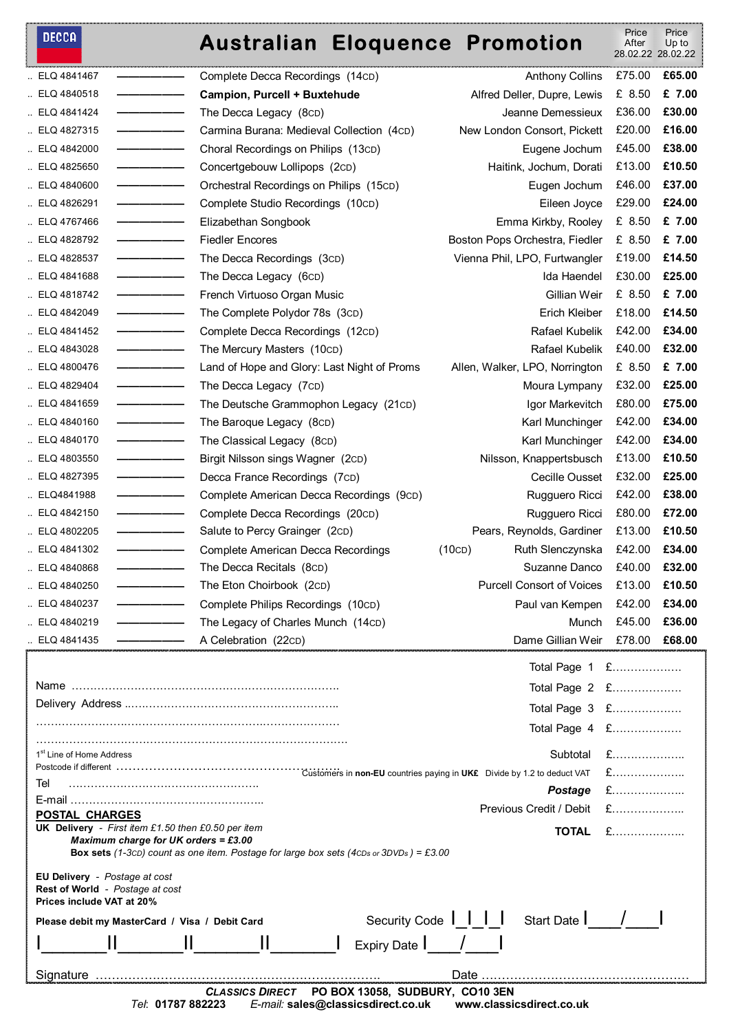# Australian Eloquence Promotion

DECCA

| | | | | Price After 28.02.22 | Price Up to 28.02.22 |
|---|---|---|---|---|---|
| ELQ 4841467 | ———— | Complete Decca Recordings (14CD) | Anthony Collins | £75.00 | **£65.00** |
| ELQ 4840518 | ———— | **Campion, Purcell + Buxtehude** | Alfred Deller, Dupre, Lewis | £ 8.50 | **£ 7.00** |
| ELQ 4841424 | ———— | The Decca Legacy (8CD) | Jeanne Demessieux | £36.00 | **£30.00** |
| ELQ 4827315 | ———— | Carmina Burana: Medieval Collection (4CD) | New London Consort, Pickett | £20.00 | **£16.00** |
| ELQ 4842000 | ———— | Choral Recordings on Philips (13CD) | Eugene Jochum | £45.00 | **£38.00** |
| ELQ 4825650 | ———— | Concertgebouw Lollipops (2CD) | Haitink, Jochum, Dorati | £13.00 | **£10.50** |
| ELQ 4840600 | ———— | Orchestral Recordings on Philips (15CD) | Eugen Jochum | £46.00 | **£37.00** |
| ELQ 4826291 | ———— | Complete Studio Recordings (10CD) | Eileen Joyce | £29.00 | **£24.00** |
| ELQ 4767466 | ———— | Elizabethan Songbook | Emma Kirkby, Rooley | £ 8.50 | **£ 7.00** |
| ELQ 4828792 | ———— | Fiedler Encores | Boston Pops Orchestra, Fiedler | £ 8.50 | **£ 7.00** |
| ELQ 4828537 | ———— | The Decca Recordings (3CD) | Vienna Phil, LPO, Furtwangler | £19.00 | **£14.50** |
| ELQ 4841688 | ———— | The Decca Legacy (6CD) | Ida Haendel | £30.00 | **£25.00** |
| ELQ 4818742 | ———— | French Virtuoso Organ Music | Gillian Weir | £ 8.50 | **£ 7.00** |
| ELQ 4842049 | ———— | The Complete Polydor 78s (3CD) | Erich Kleiber | £18.00 | **£14.50** |
| ELQ 4841452 | ———— | Complete Decca Recordings (12CD) | Rafael Kubelik | £42.00 | **£34.00** |
| ELQ 4843028 | ———— | The Mercury Masters (10CD) | Rafael Kubelik | £40.00 | **£32.00** |
| ELQ 4800476 | ———— | Land of Hope and Glory: Last Night of Proms | Allen, Walker, LPO, Norrington | £ 8.50 | **£ 7.00** |
| ELQ 4829404 | ———— | The Decca Legacy (7CD) | Moura Lympany | £32.00 | **£25.00** |
| ELQ 4841659 | ———— | The Deutsche Grammophon Legacy (21CD) | Igor Markevitch | £80.00 | **£75.00** |
| ELQ 4840160 | ———— | The Baroque Legacy (8CD) | Karl Munchinger | £42.00 | **£34.00** |
| ELQ 4840170 | ———— | The Classical Legacy (8CD) | Karl Munchinger | £42.00 | **£34.00** |
| ELQ 4803550 | ———— | Birgit Nilsson sings Wagner (2CD) | Nilsson, Knappertsbusch | £13.00 | **£10.50** |
| ELQ 4827395 | ———— | Decca France Recordings (7CD) | Cecille Ousset | £32.00 | **£25.00** |
| ELQ4841988 | ———— | Complete American Decca Recordings (9CD) | Rugguero Ricci | £42.00 | **£38.00** |
| ELQ 4842150 | ———— | Complete Decca Recordings (20CD) | Rugguero Ricci | £80.00 | **£72.00** |
| ELQ 4802205 | ———— | Salute to Percy Grainger (2CD) | Pears, Reynolds, Gardiner | £13.00 | **£10.50** |
| ELQ 4841302 | ———— | Complete American Decca Recordings (10CD) | Ruth Slenczynska | £42.00 | **£34.00** |
| ELQ 4840868 | ———— | The Decca Recitals (8CD) | Suzanne Danco | £40.00 | **£32.00** |
| ELQ 4840250 | ———— | The Eton Choirbook (2CD) | Purcell Consort of Voices | £13.00 | **£10.50** |
| ELQ 4840237 | ———— | Complete Philips Recordings (10CD) | Paul van Kempen | £42.00 | **£34.00** |
| ELQ 4840219 | ———— | The Legacy of Charles Munch (14CD) | Munch | £45.00 | **£36.00** |
| ELQ 4841435 | ———— | A Celebration (22CD) | Dame Gillian Weir | £78.00 | **£68.00** |

Name ……………………………………………………………

Delivery Address ……………………………………………………

……………………………………………………………………

……………………………………………………………………

1st Line of Home Address

Postcode if different ………………………………………………

Tel ……………………………………………

E-mail ……………………………………………

Total Page 1 £………………

Total Page 2 £………………

Total Page 3 £………………

Total Page 4 £………………

Subtotal £………………

Customers in **non-EU** countries paying in **UK£** Divide by 1.2 to deduct VAT £………………

***Postage*** £………………

Previous Credit / Debit £………………

**TOTAL** £………………

**POSTAL CHARGES**

**UK Delivery** - *First item £1.50 then £0.50 per item*

***Maximum charge for UK orders = £3.00***

**Box sets** *(1-3CD) count as one item. Postage for large box sets (4CDs or 3DVDs) = £3.00*

**EU Delivery** - *Postage at cost*

**Rest of World** - *Postage at cost*

**Prices include VAT at 20%**

**Please debit my MasterCard / Visa / Debit Card**

Security Code |_|_|_|

Start Date |____/____|

|________||________||________||________|

Expiry Date |____/____|

Signature ……………………………………………………… Date ……………………………………

***CLASSICS DIRECT*** **PO BOX 13058, SUDBURY, CO10 3EN**

*Tel*: **01787 882223** *E-mail:* **sales@classicsdirect.co.uk** **www.classicsdirect.co.uk**